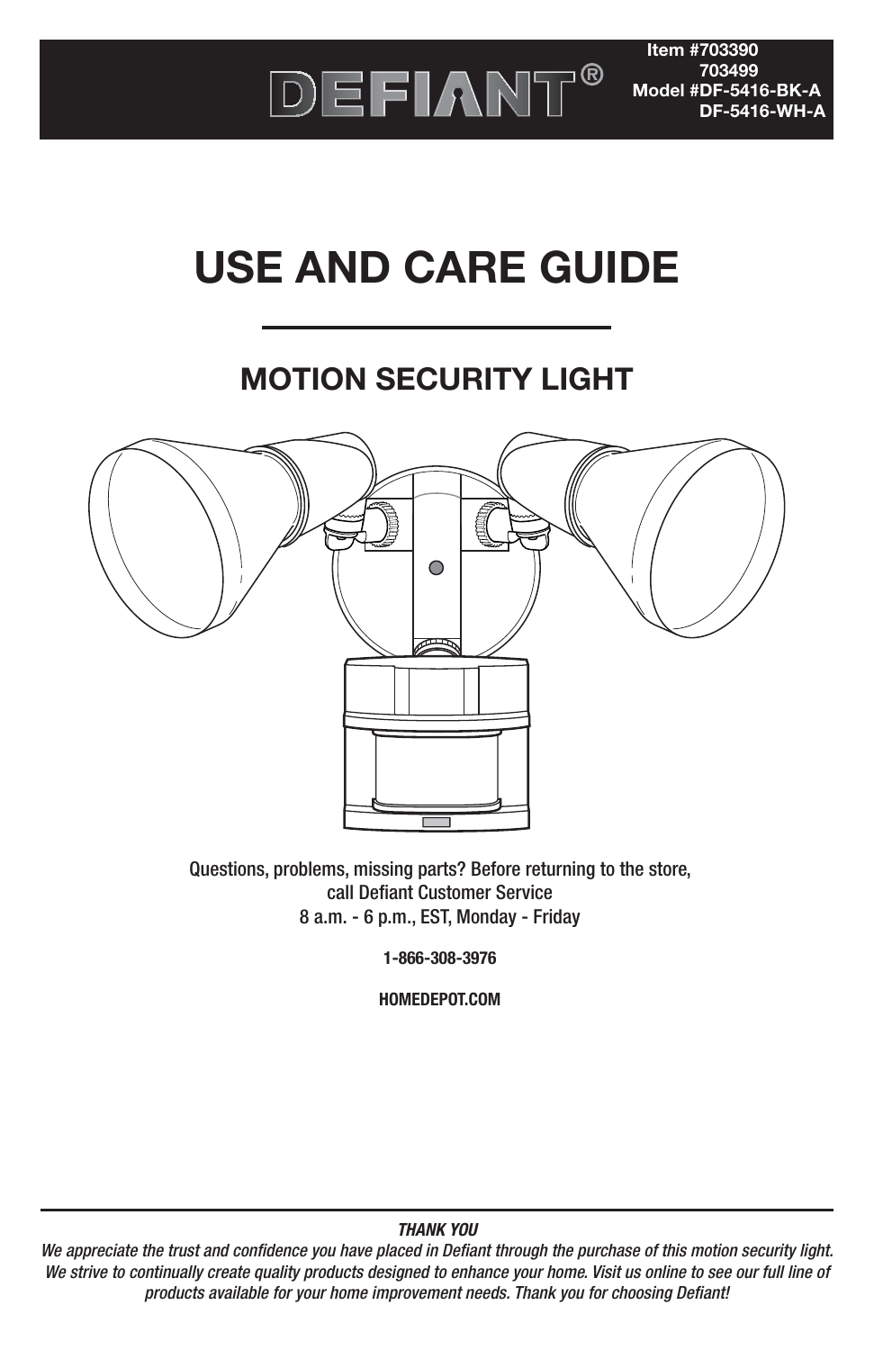DEFIANT®

**Item #703390**
**703499**
**Model #DF-5416-BK-A**
**DF-5416-WH-A**

# USE AND CARE GUIDE

## MOTION SECURITY LIGHT

Questions, problems, missing parts? Before returning to the store, call Defiant Customer Service
8 a.m. - 6 p.m., EST, Monday - Friday

**1-866-308-3976**

**HOMEDEPOT.COM**

***THANK YOU***

*We appreciate the trust and confidence you have placed in Defiant through the purchase of this motion security light. We strive to continually create quality products designed to enhance your home. Visit us online to see our full line of products available for your home improvement needs. Thank you for choosing Defiant!*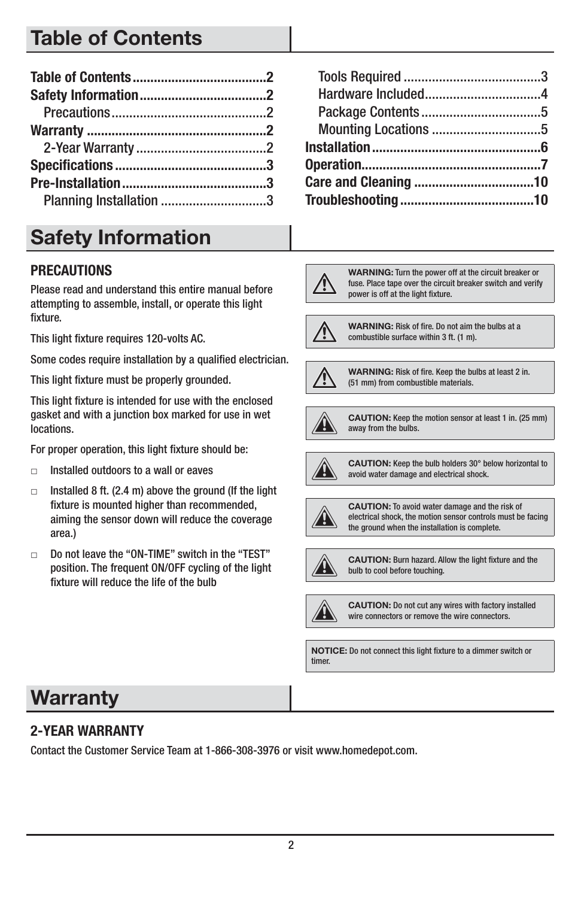# Table of Contents

- **Table of Contents** .......... 2
- **Safety Information** .......... 2
  - Precautions .......... 2
- **Warranty** .......... 2
  - 2-Year Warranty .......... 2
- **Specifications** .......... 3
- **Pre-Installation** .......... 3
  - Planning Installation .......... 3
  - Tools Required .......... 3
  - Hardware Included .......... 4
  - Package Contents .......... 5
  - Mounting Locations .......... 5
- **Installation** .......... 6
- **Operation** .......... 7
- **Care and Cleaning** .......... 10
- **Troubleshooting** .......... 10

# Safety Information

## PRECAUTIONS

Please read and understand this entire manual before attempting to assemble, install, or operate this light fixture.

This light fixture requires 120-volts AC.

Some codes require installation by a qualified electrician.

This light fixture must be properly grounded.

This light fixture is intended for use with the enclosed gasket and with a junction box marked for use in wet locations.

For proper operation, this light fixture should be:

- Installed outdoors to a wall or eaves
- Installed 8 ft. (2.4 m) above the ground (If the light fixture is mounted higher than recommended, aiming the sensor down will reduce the coverage area.)
- Do not leave the "ON-TIME" switch in the "TEST" position. The frequent ON/OFF cycling of the light fixture will reduce the life of the bulb

**WARNING:** Turn the power off at the circuit breaker or fuse. Place tape over the circuit breaker switch and verify power is off at the light fixture.

**WARNING:** Risk of fire. Do not aim the bulbs at a combustible surface within 3 ft. (1 m).

**WARNING:** Risk of fire. Keep the bulbs at least 2 in. (51 mm) from combustible materials.

**CAUTION:** Keep the motion sensor at least 1 in. (25 mm) away from the bulbs.

**CAUTION:** Keep the bulb holders 30° below horizontal to avoid water damage and electrical shock.

**CAUTION:** To avoid water damage and the risk of electrical shock, the motion sensor controls must be facing the ground when the installation is complete.

**CAUTION:** Burn hazard. Allow the light fixture and the bulb to cool before touching.

**CAUTION:** Do not cut any wires with factory installed wire connectors or remove the wire connectors.

**NOTICE:** Do not connect this light fixture to a dimmer switch or timer.

# Warranty

## 2-YEAR WARRANTY

Contact the Customer Service Team at 1-866-308-3976 or visit www.homedepot.com.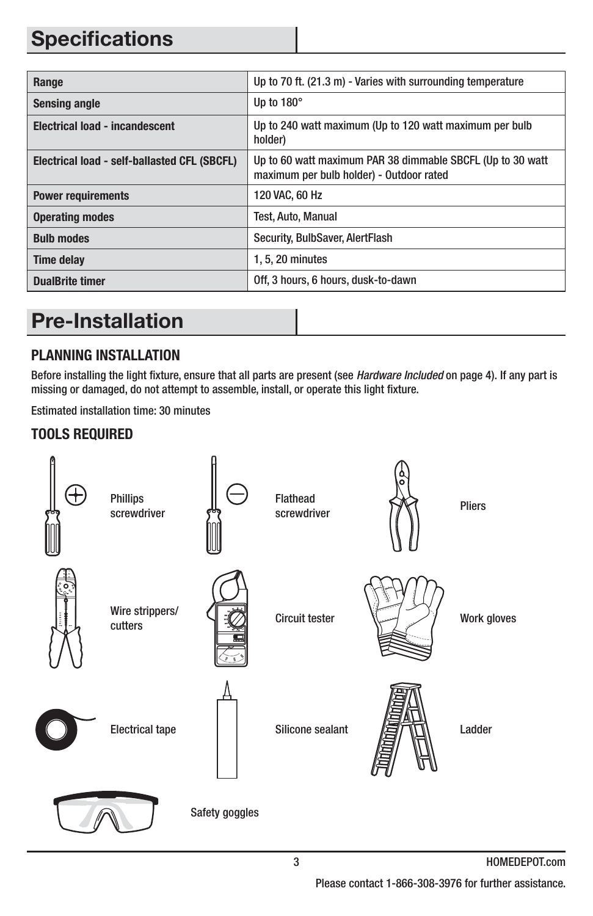# Specifications

| | |
|---|---|
| **Range** | Up to 70 ft. (21.3 m) - Varies with surrounding temperature |
| **Sensing angle** | Up to 180° |
| **Electrical load - incandescent** | Up to 240 watt maximum (Up to 120 watt maximum per bulb holder) |
| **Electrical load - self-ballasted CFL (SBCFL)** | Up to 60 watt maximum PAR 38 dimmable SBCFL (Up to 30 watt maximum per bulb holder) - Outdoor rated |
| **Power requirements** | 120 VAC, 60 Hz |
| **Operating modes** | Test, Auto, Manual |
| **Bulb modes** | Security, BulbSaver, AlertFlash |
| **Time delay** | 1, 5, 20 minutes |
| **DualBrite timer** | Off, 3 hours, 6 hours, dusk-to-dawn |

# Pre-Installation

## PLANNING INSTALLATION

Before installing the light fixture, ensure that all parts are present (see *Hardware Included* on page 4). If any part is missing or damaged, do not attempt to assemble, install, or operate this light fixture.

Estimated installation time: 30 minutes

## TOOLS REQUIRED

- Phillips screwdriver
- Flathead screwdriver
- Pliers
- Wire strippers/ cutters
- Circuit tester
- Work gloves
- Electrical tape
- Silicone sealant
- Ladder
- Safety goggles

Please contact 1-866-308-3976 for further assistance.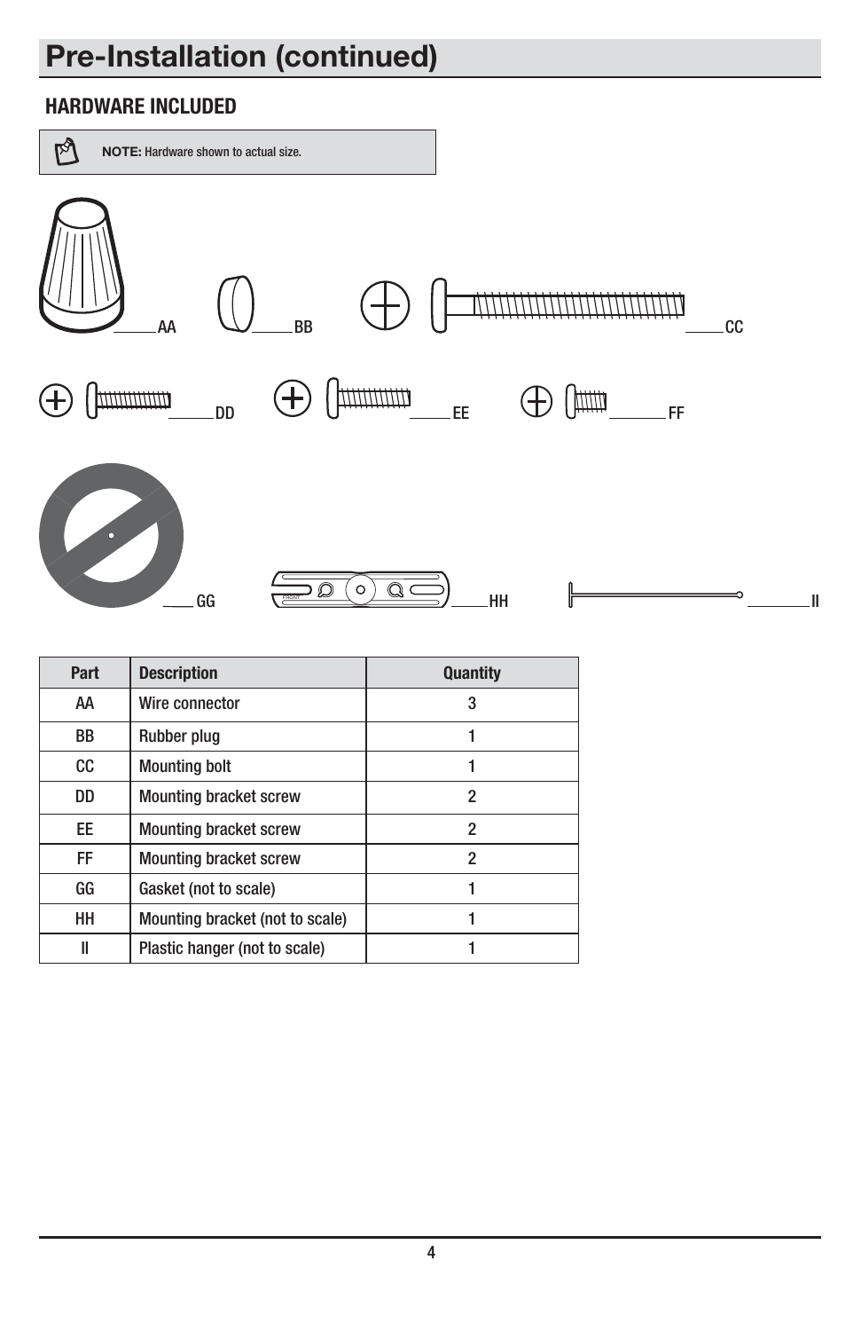# Pre-Installation (continued)

## HARDWARE INCLUDED

**NOTE:** Hardware shown to actual size.

AA BB CC

DD EE FF

GG HH II

| Part | Description | Quantity |
|---|---|---|
| AA | Wire connector | 3 |
| BB | Rubber plug | 1 |
| CC | Mounting bolt | 1 |
| DD | Mounting bracket screw | 2 |
| EE | Mounting bracket screw | 2 |
| FF | Mounting bracket screw | 2 |
| GG | Gasket (not to scale) | 1 |
| HH | Mounting bracket (not to scale) | 1 |
| II | Plastic hanger (not to scale) | 1 |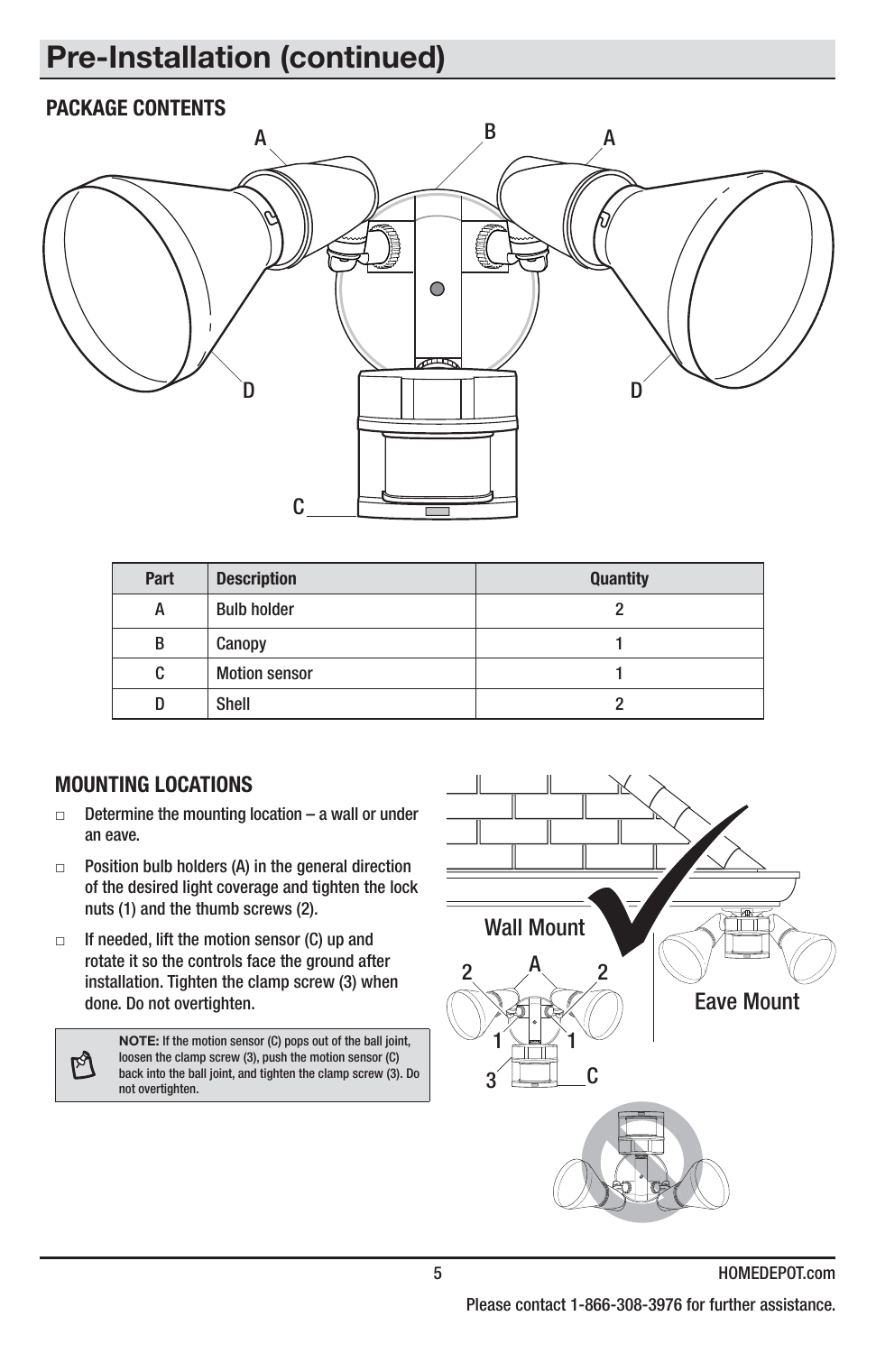# Pre-Installation (continued)

## PACKAGE CONTENTS

| Part | Description | Quantity |
| --- | --- | --- |
| A | Bulb holder | 2 |
| B | Canopy | 1 |
| C | Motion sensor | 1 |
| D | Shell | 2 |

## MOUNTING LOCATIONS

- ☐ Determine the mounting location – a wall or under an eave.
- ☐ Position bulb holders (A) in the general direction of the desired light coverage and tighten the lock nuts (1) and the thumb screws (2).
- ☐ If needed, lift the motion sensor (C) up and rotate it so the controls face the ground after installation. Tighten the clamp screw (3) when done. Do not overtighten.

**NOTE:** If the motion sensor (C) pops out of the ball joint, loosen the clamp screw (3), push the motion sensor (C) back into the ball joint, and tighten the clamp screw (3). Do not overtighten.

Wall Mount

Eave Mount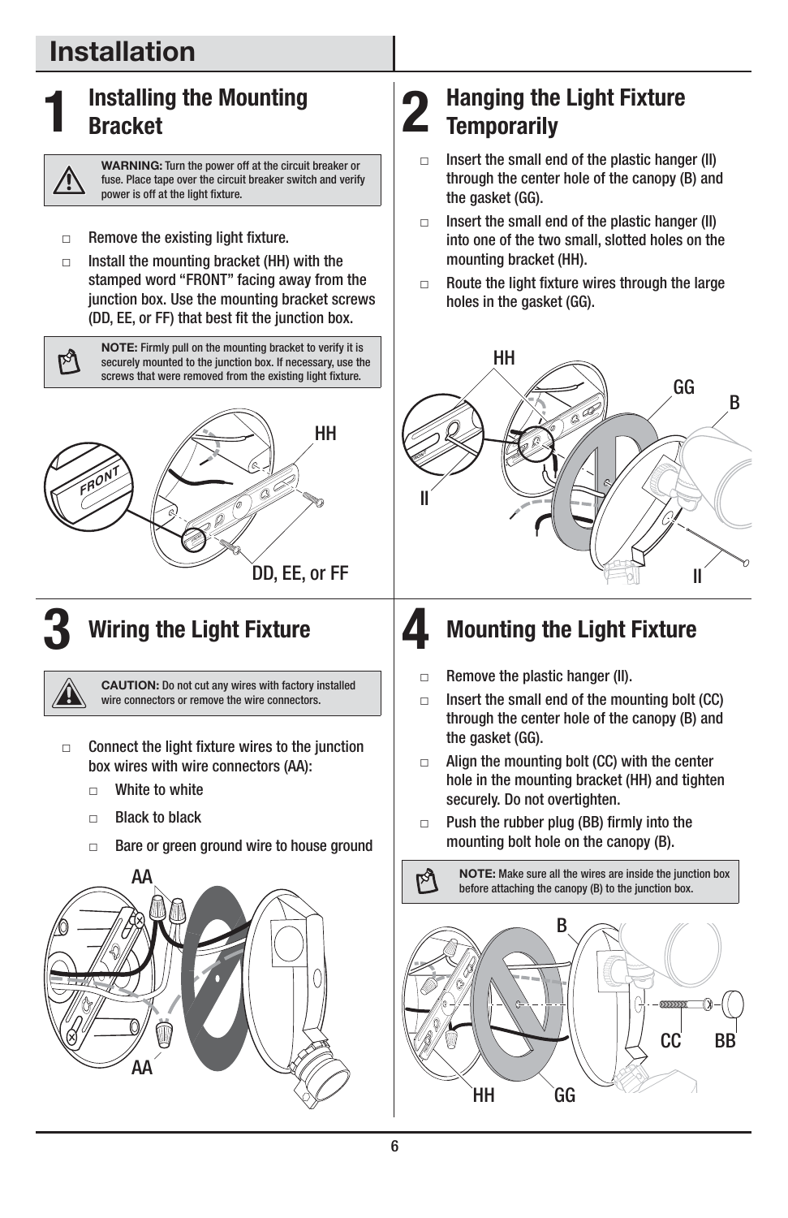# Installation

## 1 Installing the Mounting Bracket

> ⚠ **WARNING:** Turn the power off at the circuit breaker or fuse. Place tape over the circuit breaker switch and verify power is off at the light fixture.

- □ Remove the existing light fixture.
- □ Install the mounting bracket (HH) with the stamped word "FRONT" facing away from the junction box. Use the mounting bracket screws (DD, EE, or FF) that best fit the junction box.

> **NOTE:** Firmly pull on the mounting bracket to verify it is securely mounted to the junction box. If necessary, use the screws that were removed from the existing light fixture.

## 2 Hanging the Light Fixture Temporarily

- □ Insert the small end of the plastic hanger (II) through the center hole of the canopy (B) and the gasket (GG).
- □ Insert the small end of the plastic hanger (II) into one of the two small, slotted holes on the mounting bracket (HH).
- □ Route the light fixture wires through the large holes in the gasket (GG).

## 3 Wiring the Light Fixture

> ⚠ **CAUTION:** Do not cut any wires with factory installed wire connectors or remove the wire connectors.

- □ Connect the light fixture wires to the junction box wires with wire connectors (AA):
  - □ White to white
  - □ Black to black
  - □ Bare or green ground wire to house ground

## 4 Mounting the Light Fixture

- □ Remove the plastic hanger (II).
- □ Insert the small end of the mounting bolt (CC) through the center hole of the canopy (B) and the gasket (GG).
- □ Align the mounting bolt (CC) with the center hole in the mounting bracket (HH) and tighten securely. Do not overtighten.
- □ Push the rubber plug (BB) firmly into the mounting bolt hole on the canopy (B).

> **NOTE:** Make sure all the wires are inside the junction box before attaching the canopy (B) to the junction box.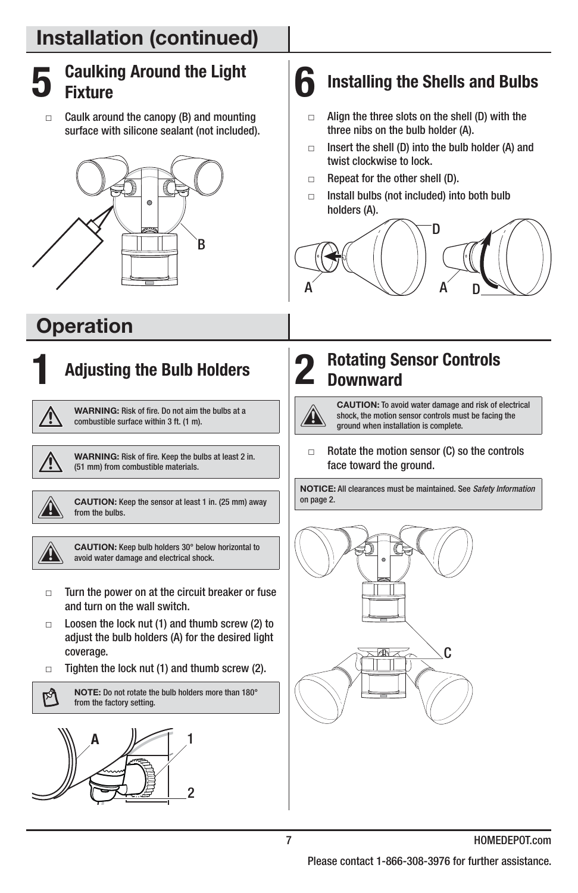## Installation (continued)

### 5 Caulking Around the Light Fixture

- Caulk around the canopy (B) and mounting surface with silicone sealant (not included).

### 6 Installing the Shells and Bulbs

- Align the three slots on the shell (D) with the three nibs on the bulb holder (A).
- Insert the shell (D) into the bulb holder (A) and twist clockwise to lock.
- Repeat for the other shell (D).
- Install bulbs (not included) into both bulb holders (A).

## Operation

### 1 Adjusting the Bulb Holders

> **WARNING:** Risk of fire. Do not aim the bulbs at a combustible surface within 3 ft. (1 m).

> **WARNING:** Risk of fire. Keep the bulbs at least 2 in. (51 mm) from combustible materials.

> **CAUTION:** Keep the sensor at least 1 in. (25 mm) away from the bulbs.

> **CAUTION:** Keep bulb holders 30° below horizontal to avoid water damage and electrical shock.

- Turn the power on at the circuit breaker or fuse and turn on the wall switch.
- Loosen the lock nut (1) and thumb screw (2) to adjust the bulb holders (A) for the desired light coverage.
- Tighten the lock nut (1) and thumb screw (2).

> **NOTE:** Do not rotate the bulb holders more than 180° from the factory setting.

### 2 Rotating Sensor Controls Downward

> **CAUTION:** To avoid water damage and risk of electrical shock, the motion sensor controls must be facing the ground when installation is complete.

- Rotate the motion sensor (C) so the controls face toward the ground.

> **NOTICE:** All clearances must be maintained. See *Safety Information* on page 2.

HOMEDEPOT.com

Please contact 1-866-308-3976 for further assistance.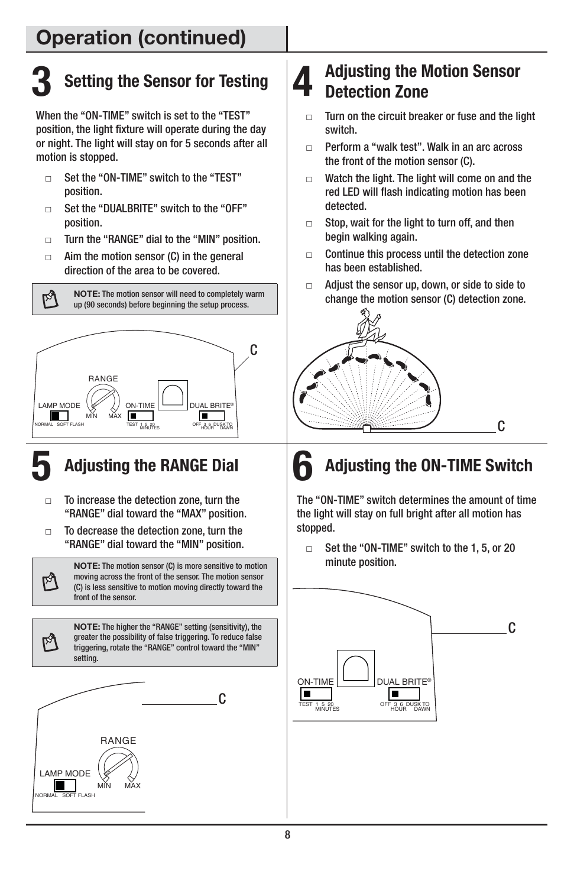# Operation (continued)

## 3 Setting the Sensor for Testing

When the "ON-TIME" switch is set to the "TEST" position, the light fixture will operate during the day or night. The light will stay on for 5 seconds after all motion is stopped.

- Set the "ON-TIME" switch to the "TEST" position.
- Set the "DUALBRITE" switch to the "OFF" position.
- Turn the "RANGE" dial to the "MIN" position.
- Aim the motion sensor (C) in the general direction of the area to be covered.

**NOTE:** The motion sensor will need to completely warm up (90 seconds) before beginning the setup process.

## 4 Adjusting the Motion Sensor Detection Zone

- Turn on the circuit breaker or fuse and the light switch.
- Perform a "walk test". Walk in an arc across the front of the motion sensor (C).
- Watch the light. The light will come on and the red LED will flash indicating motion has been detected.
- Stop, wait for the light to turn off, and then begin walking again.
- Continue this process until the detection zone has been established.
- Adjust the sensor up, down, or side to side to change the motion sensor (C) detection zone.

## 5 Adjusting the RANGE Dial

- To increase the detection zone, turn the "RANGE" dial toward the "MAX" position.
- To decrease the detection zone, turn the "RANGE" dial toward the "MIN" position.

**NOTE:** The motion sensor (C) is more sensitive to motion moving across the front of the sensor. The motion sensor (C) is less sensitive to motion moving directly toward the front of the sensor.

**NOTE:** The higher the "RANGE" setting (sensitivity), the greater the possibility of false triggering. To reduce false triggering, rotate the "RANGE" control toward the "MIN" setting.

## 6 Adjusting the ON-TIME Switch

The "ON-TIME" switch determines the amount of time the light will stay on full bright after all motion has stopped.

- Set the "ON-TIME" switch to the 1, 5, or 20 minute position.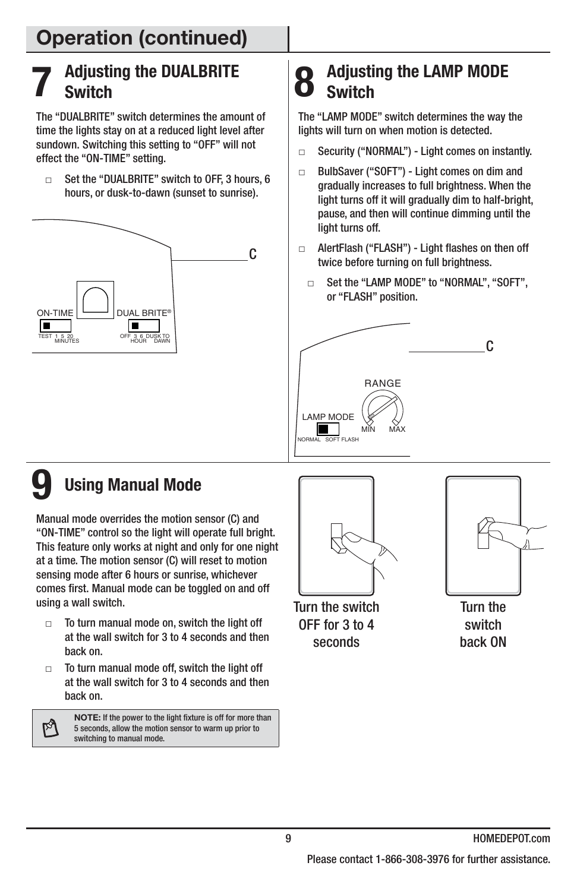# Operation (continued)

## 7 Adjusting the DUALBRITE Switch

The "DUALBRITE" switch determines the amount of time the lights stay on at a reduced light level after sundown. Switching this setting to "OFF" will not effect the "ON-TIME" setting.

- Set the "DUALBRITE" switch to OFF, 3 hours, 6 hours, or dusk-to-dawn (sunset to sunrise).

C

ON-TIME

TEST 1 5 20 MINUTES

DUAL BRITE®

OFF 3 6 HOUR DUSK TO DAWN

## 8 Adjusting the LAMP MODE Switch

The "LAMP MODE" switch determines the way the lights will turn on when motion is detected.

- Security ("NORMAL") - Light comes on instantly.
- BulbSaver ("SOFT") - Light comes on dim and gradually increases to full brightness. When the light turns off it will gradually dim to half-bright, pause, and then will continue dimming until the light turns off.
- AlertFlash ("FLASH") - Light flashes on then off twice before turning on full brightness.
  - Set the "LAMP MODE" to "NORMAL", "SOFT", or "FLASH" position.

C

RANGE

LAMP MODE

NORMAL SOFT FLASH

MIN MAX

## 9 Using Manual Mode

Manual mode overrides the motion sensor (C) and "ON-TIME" control so the light will operate full bright. This feature only works at night and only for one night at a time. The motion sensor (C) will reset to motion sensing mode after 6 hours or sunrise, whichever comes first. Manual mode can be toggled on and off using a wall switch.

- To turn manual mode on, switch the light off at the wall switch for 3 to 4 seconds and then back on.
- To turn manual mode off, switch the light off at the wall switch for 3 to 4 seconds and then back on.

**NOTE:** If the power to the light fixture is off for more than 5 seconds, allow the motion sensor to warm up prior to switching to manual mode.

Turn the switch OFF for 3 to 4 seconds

Turn the switch back ON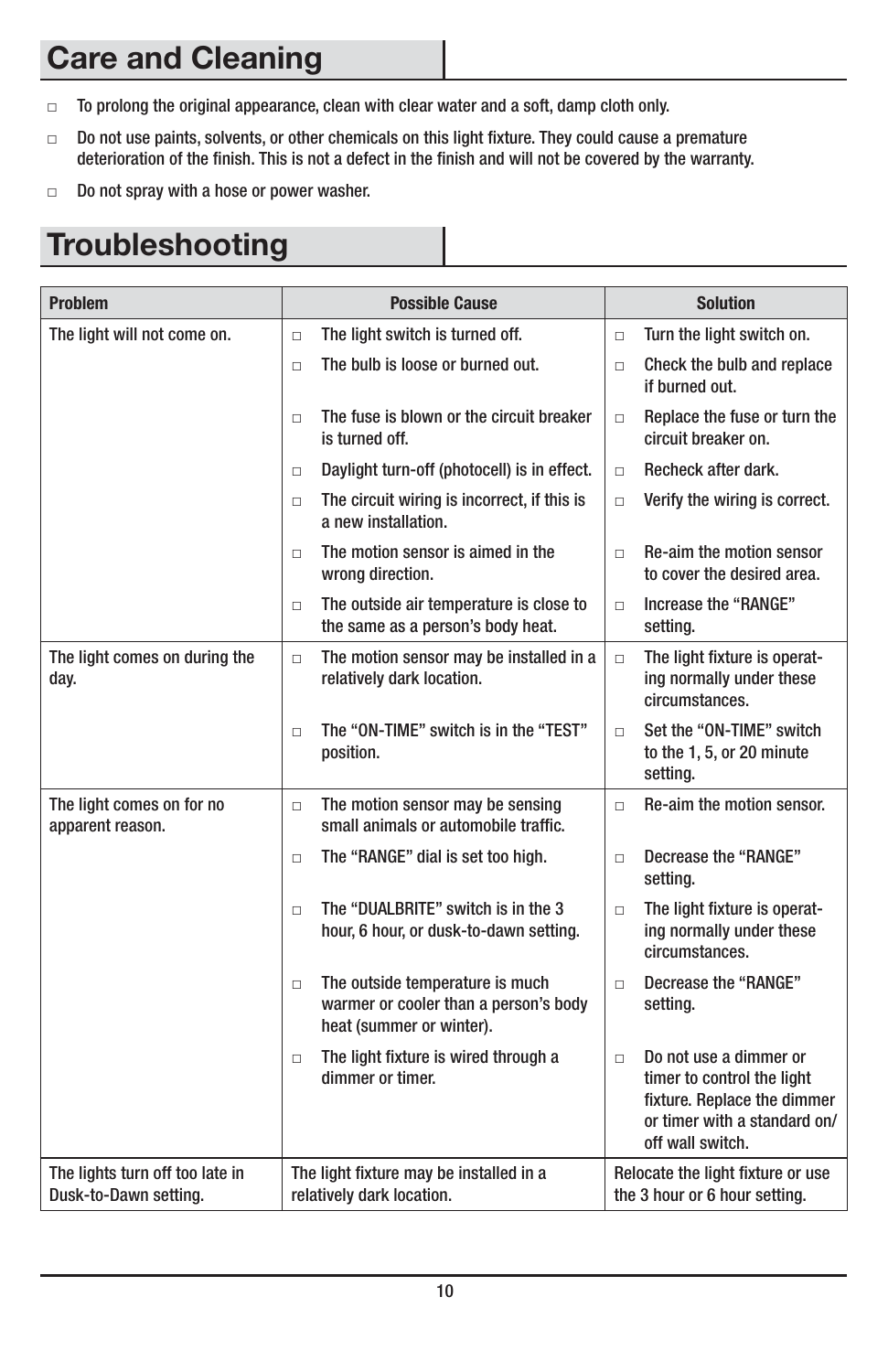# Care and Cleaning

- To prolong the original appearance, clean with clear water and a soft, damp cloth only.
- Do not use paints, solvents, or other chemicals on this light fixture. They could cause a premature deterioration of the finish. This is not a defect in the finish and will not be covered by the warranty.
- Do not spray with a hose or power washer.

# Troubleshooting

| Problem | Possible Cause | Solution |
|---|---|---|
| The light will not come on. | The light switch is turned off. | Turn the light switch on. |
| | The bulb is loose or burned out. | Check the bulb and replace if burned out. |
| | The fuse is blown or the circuit breaker is turned off. | Replace the fuse or turn the circuit breaker on. |
| | Daylight turn-off (photocell) is in effect. | Recheck after dark. |
| | The circuit wiring is incorrect, if this is a new installation. | Verify the wiring is correct. |
| | The motion sensor is aimed in the wrong direction. | Re-aim the motion sensor to cover the desired area. |
| | The outside air temperature is close to the same as a person's body heat. | Increase the "RANGE" setting. |
| The light comes on during the day. | The motion sensor may be installed in a relatively dark location. | The light fixture is operating normally under these circumstances. |
| | The "ON-TIME" switch is in the "TEST" position. | Set the "ON-TIME" switch to the 1, 5, or 20 minute setting. |
| The light comes on for no apparent reason. | The motion sensor may be sensing small animals or automobile traffic. | Re-aim the motion sensor. |
| | The "RANGE" dial is set too high. | Decrease the "RANGE" setting. |
| | The "DUALBRITE" switch is in the 3 hour, 6 hour, or dusk-to-dawn setting. | The light fixture is operating normally under these circumstances. |
| | The outside temperature is much warmer or cooler than a person's body heat (summer or winter). | Decrease the "RANGE" setting. |
| | The light fixture is wired through a dimmer or timer. | Do not use a dimmer or timer to control the light fixture. Replace the dimmer or timer with a standard on/off wall switch. |
| The lights turn off too late in Dusk-to-Dawn setting. | The light fixture may be installed in a relatively dark location. | Relocate the light fixture or use the 3 hour or 6 hour setting. |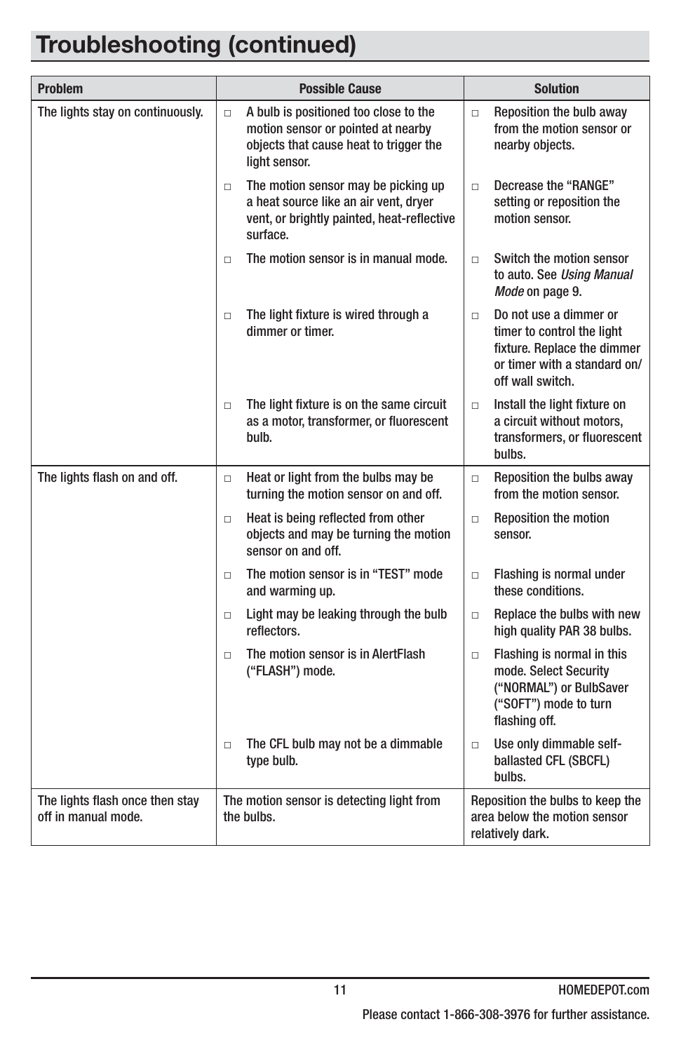# Troubleshooting (continued)

| Problem | Possible Cause | Solution |
|---|---|---|
| The lights stay on continuously. | □ A bulb is positioned too close to the motion sensor or pointed at nearby objects that cause heat to trigger the light sensor. | □ Reposition the bulb away from the motion sensor or nearby objects. |
| | □ The motion sensor may be picking up a heat source like an air vent, dryer vent, or brightly painted, heat-reflective surface. | □ Decrease the "RANGE" setting or reposition the motion sensor. |
| | □ The motion sensor is in manual mode. | □ Switch the motion sensor to auto. See *Using Manual Mode* on page 9. |
| | □ The light fixture is wired through a dimmer or timer. | □ Do not use a dimmer or timer to control the light fixture. Replace the dimmer or timer with a standard on/off wall switch. |
| | □ The light fixture is on the same circuit as a motor, transformer, or fluorescent bulb. | □ Install the light fixture on a circuit without motors, transformers, or fluorescent bulbs. |
| The lights flash on and off. | □ Heat or light from the bulbs may be turning the motion sensor on and off. | □ Reposition the bulbs away from the motion sensor. |
| | □ Heat is being reflected from other objects and may be turning the motion sensor on and off. | □ Reposition the motion sensor. |
| | □ The motion sensor is in "TEST" mode and warming up. | □ Flashing is normal under these conditions. |
| | □ Light may be leaking through the bulb reflectors. | □ Replace the bulbs with new high quality PAR 38 bulbs. |
| | □ The motion sensor is in AlertFlash ("FLASH") mode. | □ Flashing is normal in this mode. Select Security ("NORMAL") or BulbSaver ("SOFT") mode to turn flashing off. |
| | □ The CFL bulb may not be a dimmable type bulb. | □ Use only dimmable self-ballasted CFL (SBCFL) bulbs. |
| The lights flash once then stay off in manual mode. | The motion sensor is detecting light from the bulbs. | Reposition the bulbs to keep the area below the motion sensor relatively dark. |

HOMEDEPOT.com

Please contact 1-866-308-3976 for further assistance.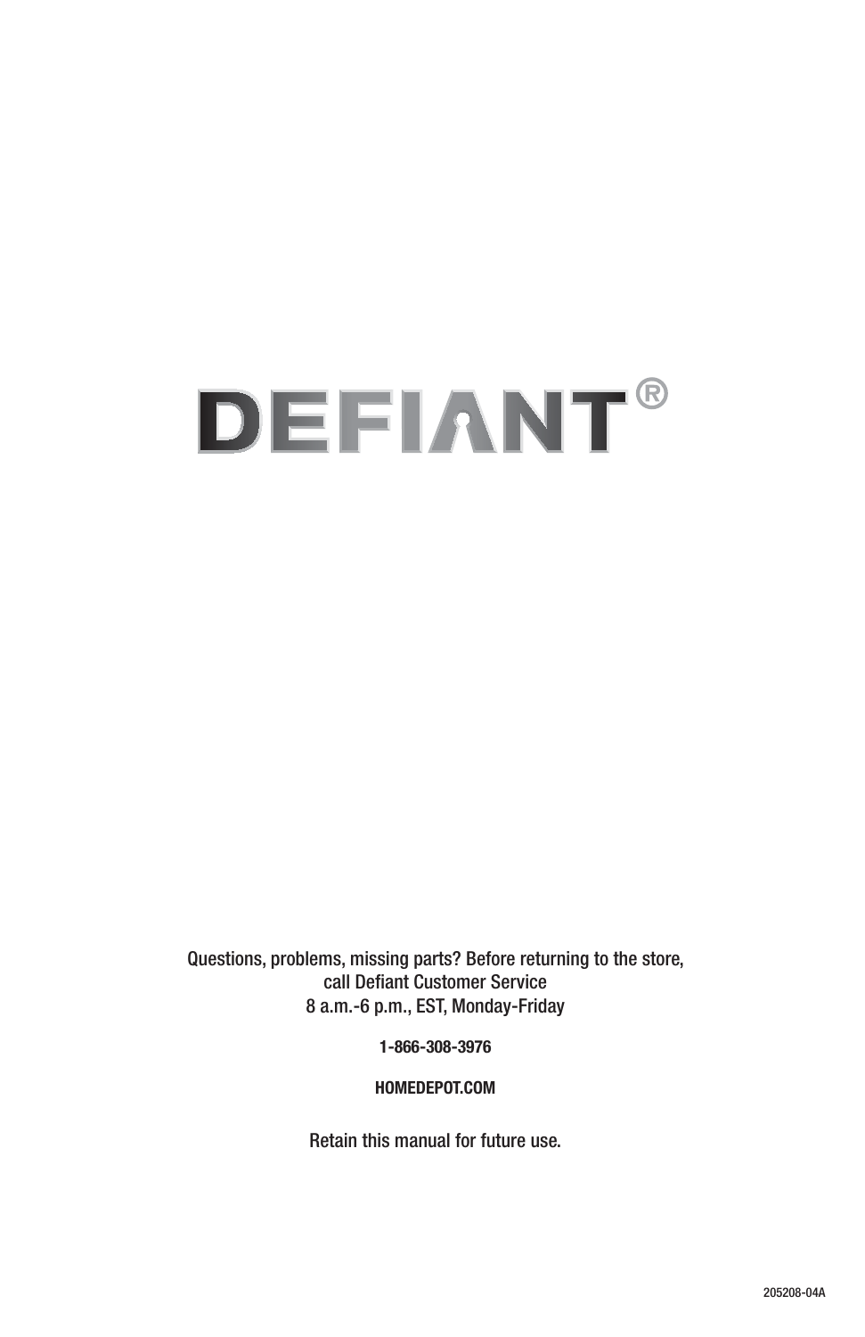# DEFIANT®

Questions, problems, missing parts? Before returning to the store,
call Defiant Customer Service
8 a.m.-6 p.m., EST, Monday-Friday

**1-866-308-3976**

**HOMEDEPOT.COM**

Retain this manual for future use.

205208-04A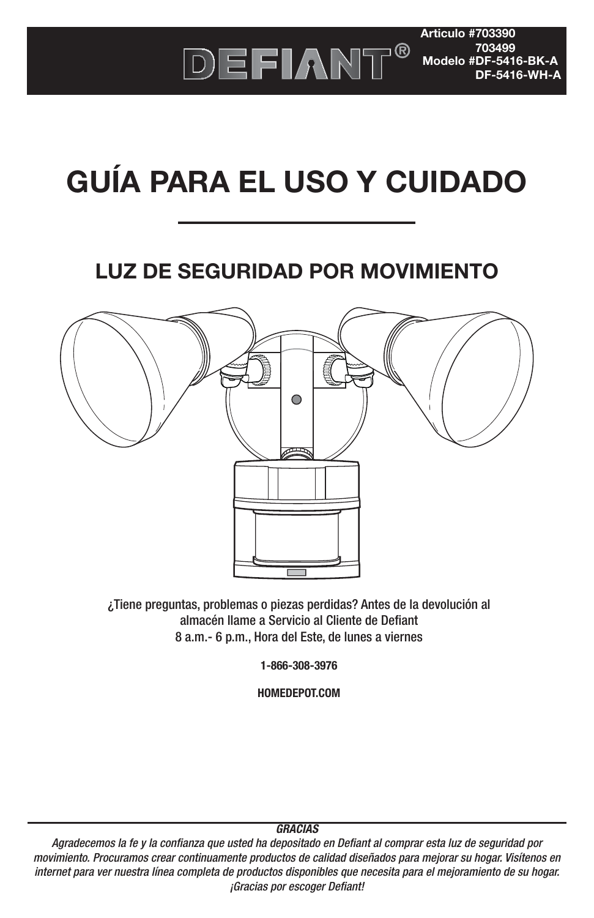**DEFIANT®**

**Articulo #703390**
**703499**
**Modelo #DF-5416-BK-A**
**DF-5416-WH-A**

# GUÍA PARA EL USO Y CUIDADO

## LUZ DE SEGURIDAD POR MOVIMIENTO

¿Tiene preguntas, problemas o piezas perdidas? Antes de la devolución al almacén llame a Servicio al Cliente de Defiant
8 a.m.- 6 p.m., Hora del Este, de lunes a viernes

**1-866-308-3976**

**HOMEDEPOT.COM**

***GRACIAS***

*Agradecemos la fe y la confianza que usted ha depositado en Defiant al comprar esta luz de seguridad por movimiento. Procuramos crear continuamente productos de calidad diseñados para mejorar su hogar. Visítenos en internet para ver nuestra línea completa de productos disponibles que necesita para el mejoramiento de su hogar. ¡Gracias por escoger Defiant!*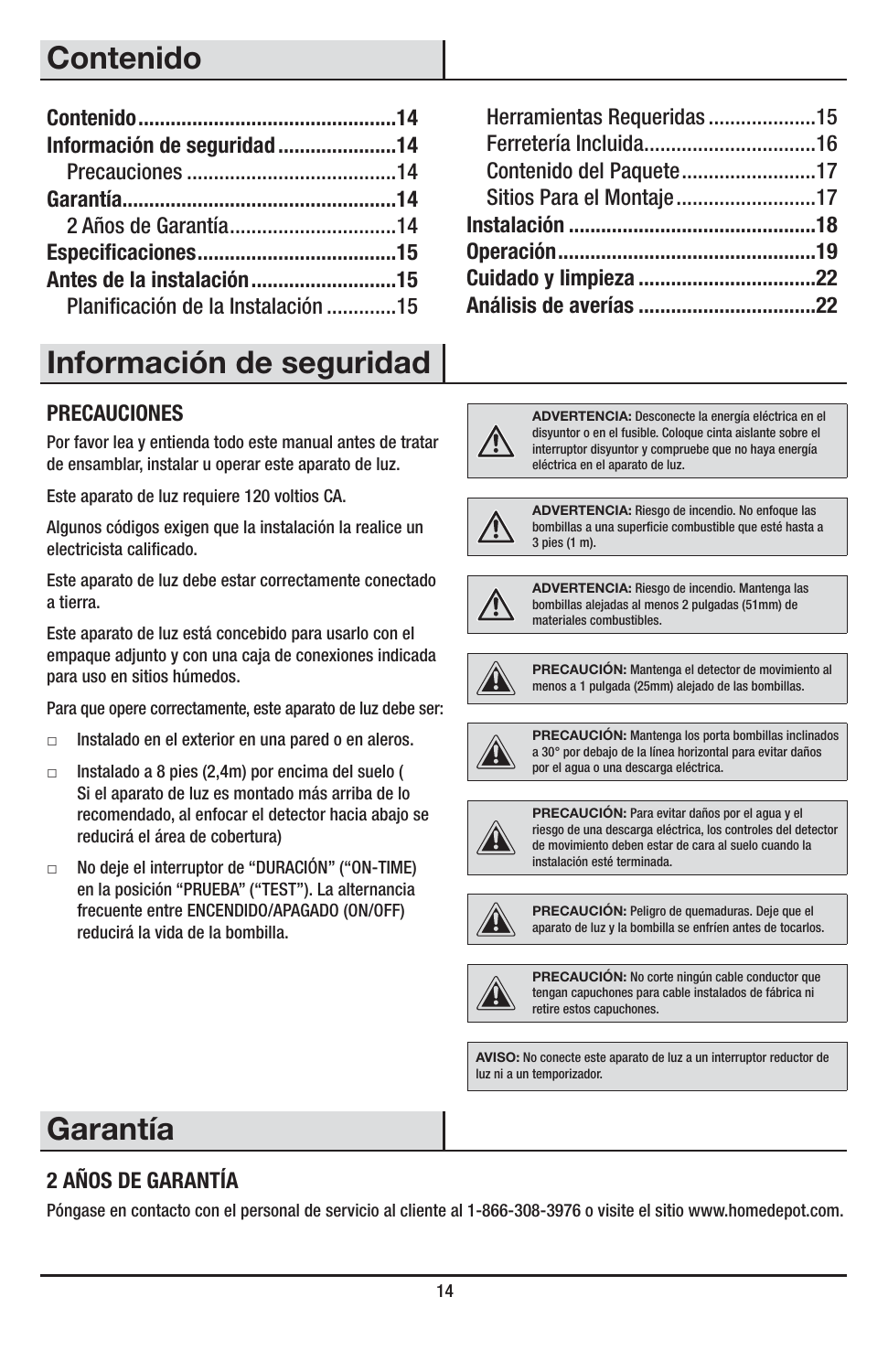# Contenido

**Contenido** .............................................. **14**
**Información de seguridad** ..................... **14**
  Precauciones ...................................... 14
**Garantía** ................................................. **14**
  2 Años de Garantía .............................. 14
**Especificaciones** .................................... **15**
**Antes de la instalación** .......................... **15**
  Planificación de la Instalación ............ 15
  Herramientas Requeridas .................... 15
  Ferretería Incluida ................................ 16
  Contenido del Paquete ......................... 17
  Sitios Para el Montaje .......................... 17
**Instalación** ............................................. **18**
**Operación** ............................................... **19**
**Cuidado y limpieza** ................................ **22**
**Análisis de averías** ................................ **22**

# Información de seguridad

### PRECAUCIONES

Por favor lea y entienda todo este manual antes de tratar de ensamblar, instalar u operar este aparato de luz.

Este aparato de luz requiere 120 voltios CA.

Algunos códigos exigen que la instalación la realice un electricista calificado.

Este aparato de luz debe estar correctamente conectado a tierra.

Este aparato de luz está concebido para usarlo con el empaque adjunto y con una caja de conexiones indicada para uso en sitios húmedos.

Para que opere correctamente, este aparato de luz debe ser:

- Instalado en el exterior en una pared o en aleros.
- Instalado a 8 pies (2,4m) por encima del suelo ( Si el aparato de luz es montado más arriba de lo recomendado, al enfocar el detector hacia abajo se reducirá el área de cobertura)
- No deje el interruptor de “DURACIÓN” (“ON-TIME) en la posición “PRUEBA” (“TEST”). La alternancia frecuente entre ENCENDIDO/APAGADO (ON/OFF) reducirá la vida de la bombilla.

**ADVERTENCIA:** Desconecte la energía eléctrica en el disyuntor o en el fusible. Coloque cinta aislante sobre el interruptor disyuntor y compruebe que no haya energía eléctrica en el aparato de luz.

**ADVERTENCIA:** Riesgo de incendio. No enfoque las bombillas a una superficie combustible que esté hasta a 3 pies (1 m).

**ADVERTENCIA:** Riesgo de incendio. Mantenga las bombillas alejadas al menos 2 pulgadas (51mm) de materiales combustibles.

**PRECAUCIÓN:** Mantenga el detector de movimiento al menos a 1 pulgada (25mm) alejado de las bombillas.

**PRECAUCIÓN:** Mantenga los porta bombillas inclinados a 30° por debajo de la línea horizontal para evitar daños por el agua o una descarga eléctrica.

**PRECAUCIÓN:** Para evitar daños por el agua y el riesgo de una descarga eléctrica, los controles del detector de movimiento deben estar de cara al suelo cuando la instalación esté terminada.

**PRECAUCIÓN:** Peligro de quemaduras. Deje que el aparato de luz y la bombilla se enfríen antes de tocarlos.

**PRECAUCIÓN:** No corte ningún cable conductor que tengan capuchones para cable instalados de fábrica ni retire estos capuchones.

**AVISO:** No conecte este aparato de luz a un interruptor reductor de luz ni a un temporizador.

# Garantía

### 2 AÑOS DE GARANTÍA

Póngase en contacto con el personal de servicio al cliente al 1-866-308-3976 o visite el sitio www.homedepot.com.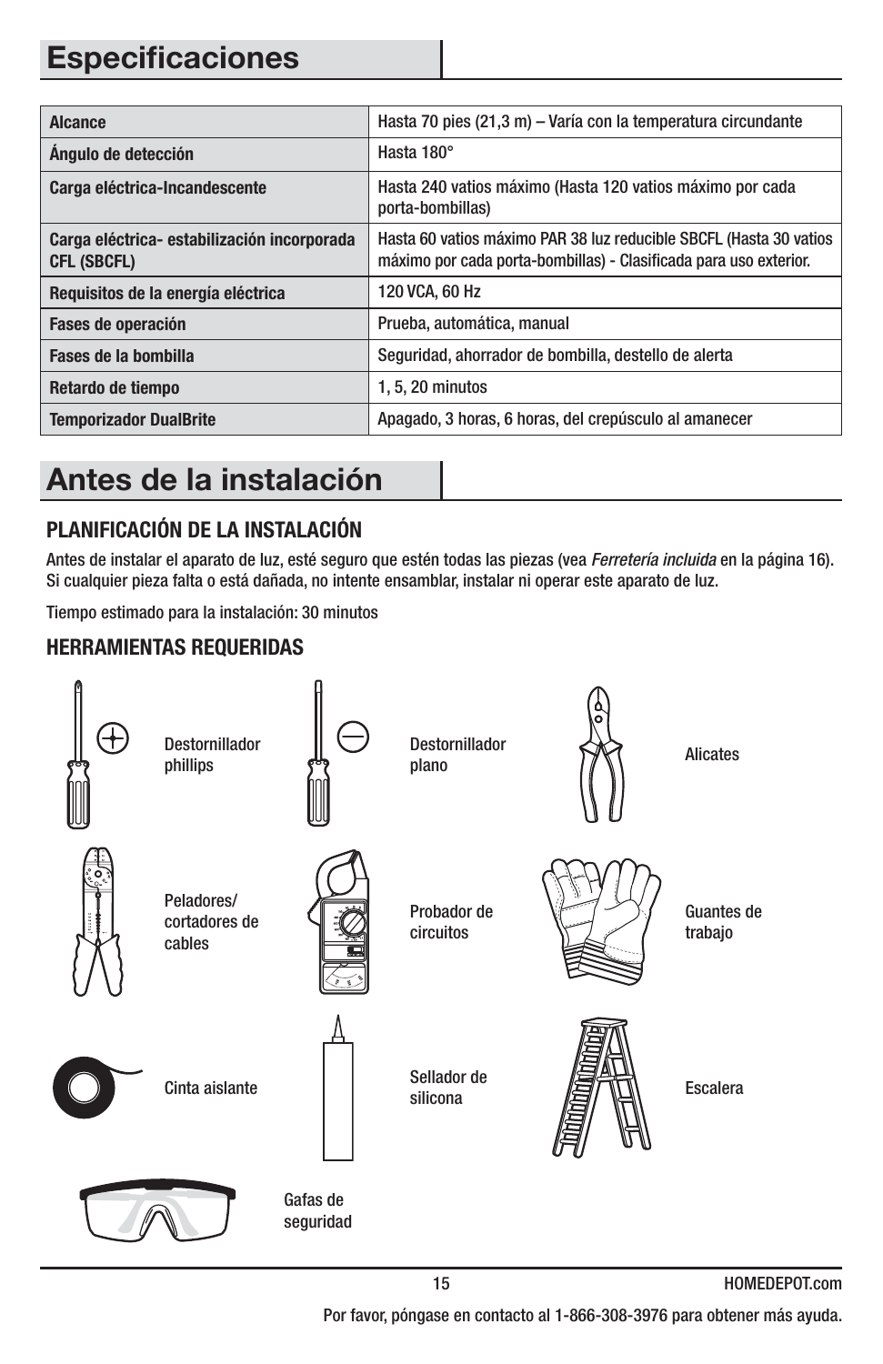# Especificaciones

| | |
|---|---|
| **Alcance** | Hasta 70 pies (21,3 m) – Varía con la temperatura circundante |
| **Ángulo de detección** | Hasta 180° |
| **Carga eléctrica-Incandescente** | Hasta 240 vatios máximo (Hasta 120 vatios máximo por cada porta-bombillas) |
| **Carga eléctrica- estabilización incorporada CFL (SBCFL)** | Hasta 60 vatios máximo PAR 38 luz reducible SBCFL (Hasta 30 vatios máximo por cada porta-bombillas) - Clasificada para uso exterior. |
| **Requisitos de la energía eléctrica** | 120 VCA, 60 Hz |
| **Fases de operación** | Prueba, automática, manual |
| **Fases de la bombilla** | Seguridad, ahorrador de bombilla, destello de alerta |
| **Retardo de tiempo** | 1, 5, 20 minutos |
| **Temporizador DualBrite** | Apagado, 3 horas, 6 horas, del crepúsculo al amanecer |

# Antes de la instalación

## PLANIFICACIÓN DE LA INSTALACIÓN

Antes de instalar el aparato de luz, esté seguro que estén todas las piezas (vea *Ferretería incluida* en la página 16). Si cualquier pieza falta o está dañada, no intente ensamblar, instalar ni operar este aparato de luz.

Tiempo estimado para la instalación: 30 minutos

## HERRAMIENTAS REQUERIDAS

- Destornillador phillips
- Destornillador plano
- Alicates
- Peladores/ cortadores de cables
- Probador de circuitos
- Guantes de trabajo
- Cinta aislante
- Sellador de silicona
- Escalera
- Gafas de seguridad

Por favor, póngase en contacto al 1-866-308-3976 para obtener más ayuda.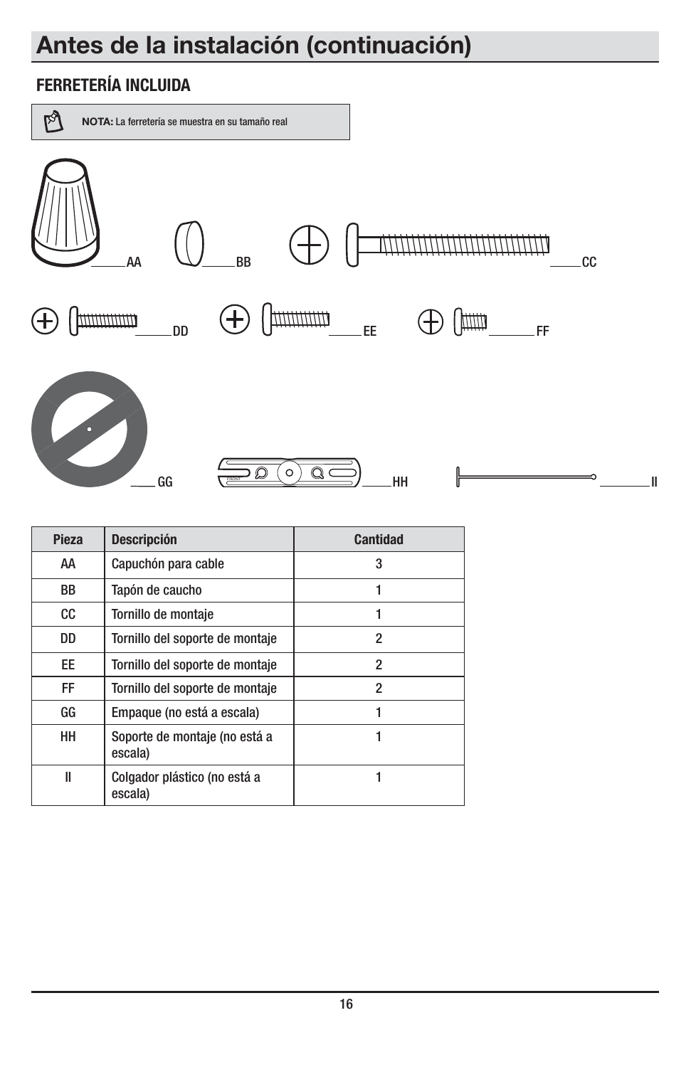# Antes de la instalación (continuación)

## FERRETERÍA INCLUIDA

**NOTA:** La ferretería se muestra en su tamaño real

AA

BB

CC

DD

EE

FF

GG

HH

II

| Pieza | Descripción | Cantidad |
|---|---|---|
| AA | Capuchón para cable | 3 |
| BB | Tapón de caucho | 1 |
| CC | Tornillo de montaje | 1 |
| DD | Tornillo del soporte de montaje | 2 |
| EE | Tornillo del soporte de montaje | 2 |
| FF | Tornillo del soporte de montaje | 2 |
| GG | Empaque (no está a escala) | 1 |
| HH | Soporte de montaje (no está a escala) | 1 |
| II | Colgador plástico (no está a escala) | 1 |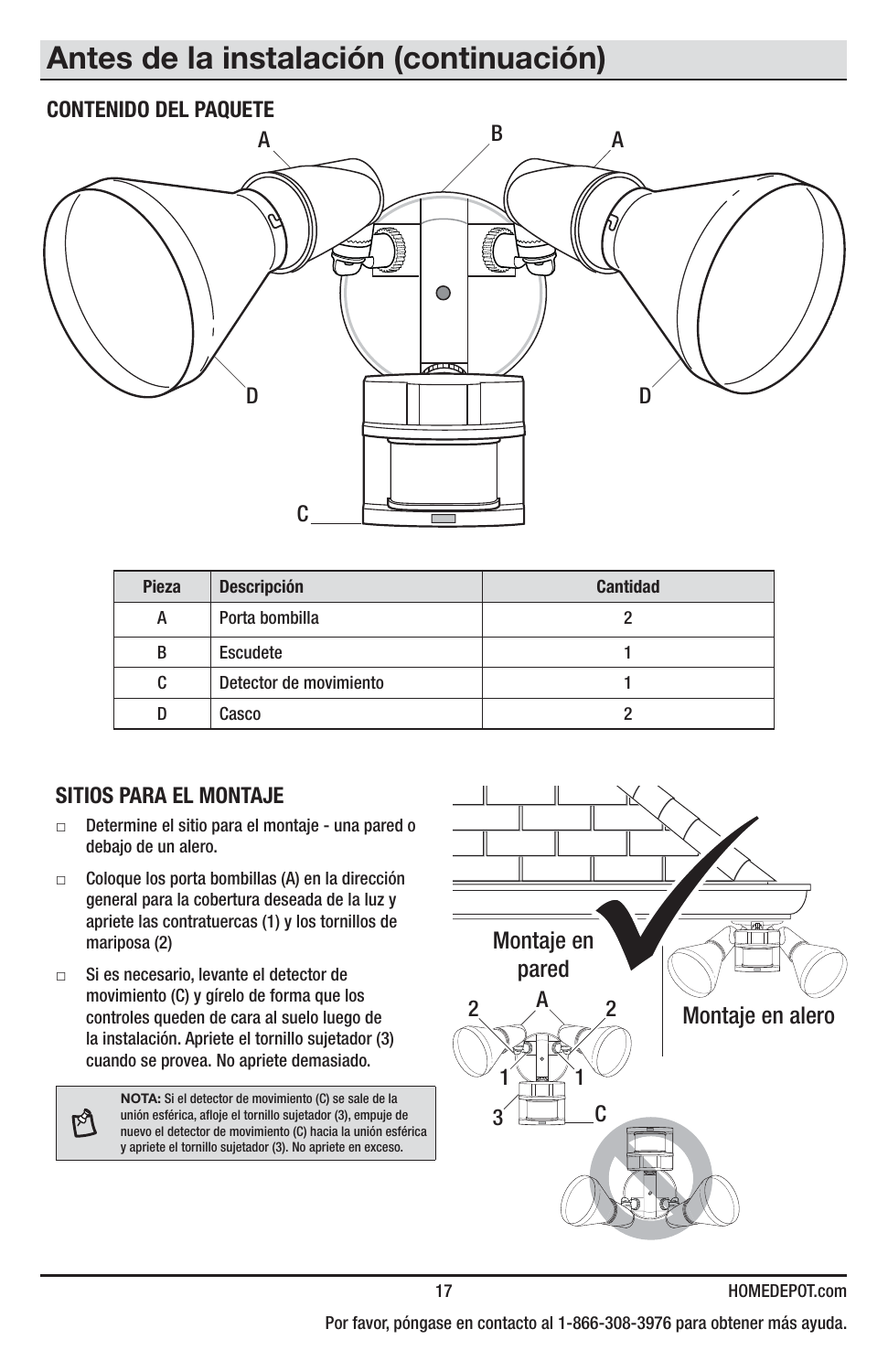# Antes de la instalación (continuación)

## CONTENIDO DEL PAQUETE

| Pieza | Descripción | Cantidad |
|---|---|---|
| A | Porta bombilla | 2 |
| B | Escudete | 1 |
| C | Detector de movimiento | 1 |
| D | Casco | 2 |

## SITIOS PARA EL MONTAJE

- Determine el sitio para el montaje - una pared o debajo de un alero.
- Coloque los porta bombillas (A) en la dirección general para la cobertura deseada de la luz y apriete las contratuercas (1) y los tornillos de mariposa (2)
- Si es necesario, levante el detector de movimiento (C) y gírelo de forma que los controles queden de cara al suelo luego de la instalación. Apriete el tornillo sujetador (3) cuando se provea. No apriete demasiado.

**NOTA:** Si el detector de movimiento (C) se sale de la unión esférica, afloje el tornillo sujetador (3), empuje de nuevo el detector de movimiento (C) hacia la unión esférica y apriete el tornillo sujetador (3). No apriete en exceso.

Montaje en pared

Montaje en alero

Por favor, póngase en contacto al 1-866-308-3976 para obtener más ayuda.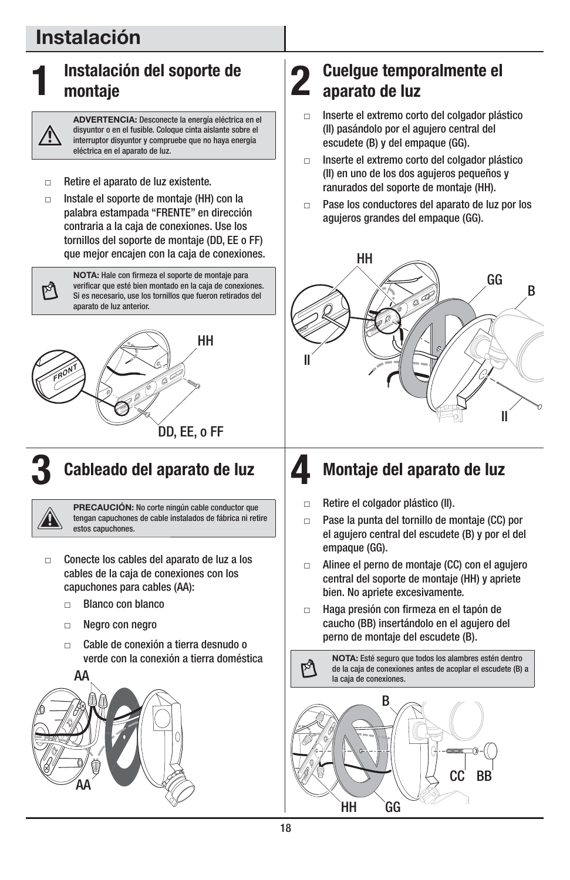# Instalación

## 1 Instalación del soporte de montaje

**ADVERTENCIA:** Desconecte la energía eléctrica en el disyuntor o en el fusible. Coloque cinta aislante sobre el interruptor disyuntor y compruebe que no haya energía eléctrica en el aparato de luz.

- Retire el aparato de luz existente.
- Instale el soporte de montaje (HH) con la palabra estampada “FRENTE” en dirección contraria a la caja de conexiones. Use los tornillos del soporte de montaje (DD, EE o FF) que mejor encajen con la caja de conexiones.

**NOTA:** Hale con firmeza el soporte de montaje para verificar que esté bien montado en la caja de conexiones. Si es necesario, use los tornillos que fueron retirados del aparato de luz anterior.

HH

DD, EE, o FF

## 2 Cuelgue temporalmente el aparato de luz

- Inserte el extremo corto del colgador plástico (II) pasándolo por el agujero central del escudete (B) y del empaque (GG).
- Inserte el extremo corto del colgador plástico (II) en uno de los dos agujeros pequeños y ranurados del soporte de montaje (HH).
- Pase los conductores del aparato de luz por los agujeros grandes del empaque (GG).

HH GG B II II

## 3 Cableado del aparato de luz

**PRECAUCIÓN:** No corte ningún cable conductor que tengan capuchones de cable instalados de fábrica ni retire estos capuchones.

- Conecte los cables del aparato de luz a los cables de la caja de conexiones con los capuchones para cables (AA):
  - Blanco con blanco
  - Negro con negro
  - Cable de conexión a tierra desnudo o verde con la conexión a tierra doméstica

AA AA

## 4 Montaje del aparato de luz

- Retire el colgador plástico (II).
- Pase la punta del tornillo de montaje (CC) por el agujero central del escudete (B) y por el del empaque (GG).
- Alinee el perno de montaje (CC) con el agujero central del soporte de montaje (HH) y apriete bien. No apriete excesivamente.
- Haga presión con firmeza en el tapón de caucho (BB) insertándolo en el agujero del perno de montaje del escudete (B).

**NOTA:** Esté seguro que todos los alambres estén dentro de la caja de conexiones antes de acoplar el escudete (B) a la caja de conexiones.

B CC BB HH GG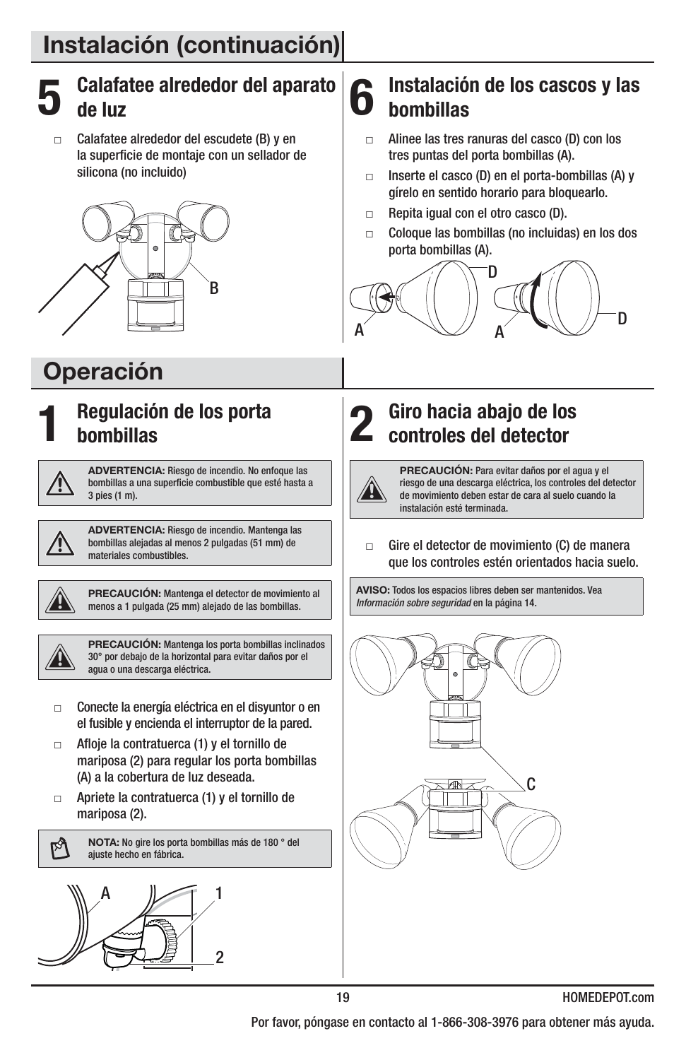# Instalación (continuación)

## 5 Calafatee alrededor del aparato de luz

- Calafatee alrededor del escudete (B) y en la superficie de montaje con un sellador de silicona (no incluido)

## 6 Instalación de los cascos y las bombillas

- Alinee las tres ranuras del casco (D) con los tres puntas del porta bombillas (A).
- Inserte el casco (D) en el porta-bombillas (A) y gírelo en sentido horario para bloquearlo.
- Repita igual con el otro casco (D).
- Coloque las bombillas (no incluidas) en los dos porta bombillas (A).

# Operación

## 1 Regulación de los porta bombillas

**ADVERTENCIA:** Riesgo de incendio. No enfoque las bombillas a una superficie combustible que esté hasta a 3 pies (1 m).

**ADVERTENCIA:** Riesgo de incendio. Mantenga las bombillas alejadas al menos 2 pulgadas (51 mm) de materiales combustibles.

**PRECAUCIÓN:** Mantenga el detector de movimiento al menos a 1 pulgada (25 mm) alejado de las bombillas.

**PRECAUCIÓN:** Mantenga los porta bombillas inclinados 30° por debajo de la horizontal para evitar daños por el agua o una descarga eléctrica.

- Conecte la energía eléctrica en el disyuntor o en el fusible y encienda el interruptor de la pared.
- Afloje la contratuerca (1) y el tornillo de mariposa (2) para regular los porta bombillas (A) a la cobertura de luz deseada.
- Apriete la contratuerca (1) y el tornillo de mariposa (2).

**NOTA:** No gire los porta bombillas más de 180 ° del ajuste hecho en fábrica.

## 2 Giro hacia abajo de los controles del detector

**PRECAUCIÓN:** Para evitar daños por el agua y el riesgo de una descarga eléctrica, los controles del detector de movimiento deben estar de cara al suelo cuando la instalación esté terminada.

- Gire el detector de movimiento (C) de manera que los controles estén orientados hacia suelo.

**AVISO:** Todos los espacios libres deben ser mantenidos. Vea *Información sobre seguridad* en la página 14.

Por favor, póngase en contacto al 1-866-308-3976 para obtener más ayuda.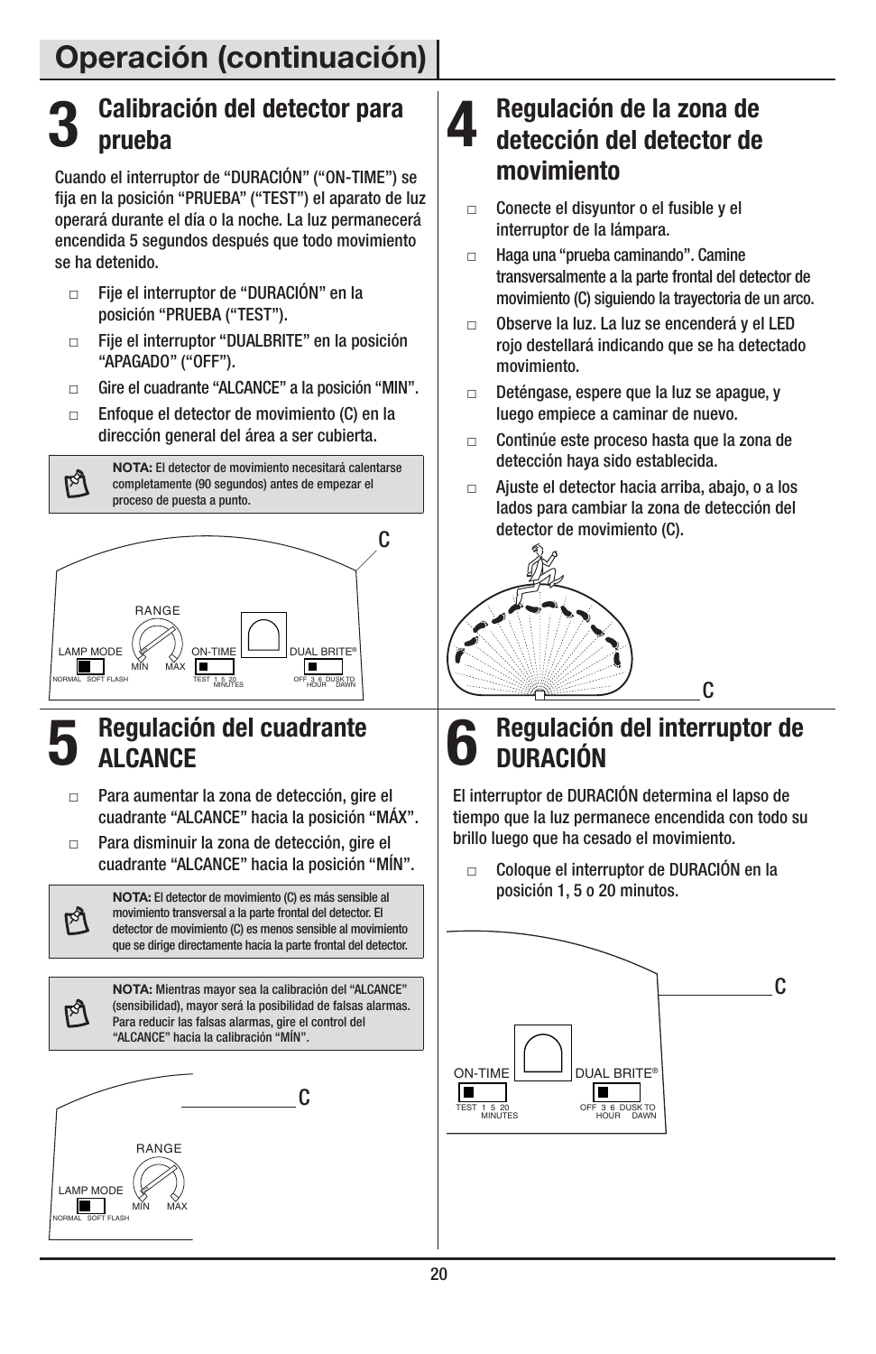# Operación (continuación)

## 3 Calibración del detector para prueba

Cuando el interruptor de "DURACIÓN" ("ON-TIME") se fija en la posición "PRUEBA" ("TEST") el aparato de luz operará durante el día o la noche. La luz permanecerá encendida 5 segundos después que todo movimiento se ha detenido.

- Fije el interruptor de "DURACIÓN" en la posición "PRUEBA ("TEST").
- Fije el interruptor "DUALBRITE" en la posición "APAGADO" ("OFF").
- Gire el cuadrante "ALCANCE" a la posición "MIN".
- Enfoque el detector de movimiento (C) en la dirección general del área a ser cubierta.

> **NOTA:** El detector de movimiento necesitará calentarse completamente (90 segundos) antes de empezar el proceso de puesta a punto.

C

RANGE

LAMP MODE — NORMAL SOFT FLASH
MIN MAX
ON-TIME — TEST 1 5 20 MINUTES
DUAL BRITE® — OFF 3 6 DUSK TO HOUR DAWN

## 4 Regulación de la zona de detección del detector de movimiento

- Conecte el disyuntor o el fusible y el interruptor de la lámpara.
- Haga una "prueba caminando". Camine transversalmente a la parte frontal del detector de movimiento (C) siguiendo la trayectoria de un arco.
- Observe la luz. La luz se encenderá y el LED rojo destellará indicando que se ha detectado movimiento.
- Deténgase, espere que la luz se apague, y luego empiece a caminar de nuevo.
- Continúe este proceso hasta que la zona de detección haya sido establecida.
- Ajuste el detector hacia arriba, abajo, o a los lados para cambiar la zona de detección del detector de movimiento (C).

C

## 5 Regulación del cuadrante ALCANCE

- Para aumentar la zona de detección, gire el cuadrante "ALCANCE" hacia la posición "MÁX".
- Para disminuir la zona de detección, gire el cuadrante "ALCANCE" hacia la posición "MÍN".

> **NOTA:** El detector de movimiento (C) es más sensible al movimiento transversal a la parte frontal del detector. El detector de movimiento (C) es menos sensible al movimiento que se dirige directamente hacia la parte frontal del detector.

> **NOTA:** Mientras mayor sea la calibración del "ALCANCE" (sensibilidad), mayor será la posibilidad de falsas alarmas. Para reducir las falsas alarmas, gire el control del "ALCANCE" hacia la calibración "MÍN".

C

RANGE

LAMP MODE — NORMAL SOFT FLASH
MIN MAX

## 6 Regulación del interruptor de DURACIÓN

El interruptor de DURACIÓN determina el lapso de tiempo que la luz permanece encendida con todo su brillo luego que ha cesado el movimiento.

- Coloque el interruptor de DURACIÓN en la posición 1, 5 o 20 minutos.

C

ON-TIME — TEST 1 5 20 MINUTES
DUAL BRITE® — OFF 3 6 DUSK TO HOUR DAWN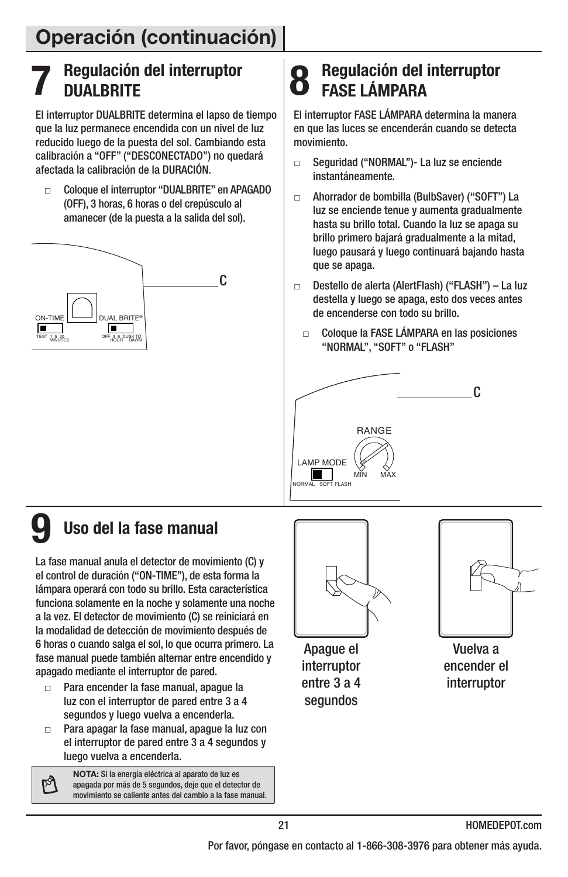# Operación (continuación)

## 7 Regulación del interruptor DUALBRITE

El interruptor DUALBRITE determina el lapso de tiempo que la luz permanece encendida con un nivel de luz reducido luego de la puesta del sol. Cambiando esta calibración a “OFF” (“DESCONECTADO”) no quedará afectada la calibración de la DURACIÓN.

- Coloque el interruptor “DUALBRITE” en APAGADO (OFF), 3 horas, 6 horas o del crepúsculo al amanecer (de la puesta a la salida del sol).

C

ON-TIME DUAL BRITE®

TEST 1 5 20 MINUTES OFF 3 6 HOUR DUSK TO DAWN

## 8 Regulación del interruptor FASE LÁMPARA

El interruptor FASE LÁMPARA determina la manera en que las luces se encenderán cuando se detecta movimiento.

- Seguridad (“NORMAL”)- La luz se enciende instantáneamente.
- Ahorrador de bombilla (BulbSaver) (“SOFT”) La luz se enciende tenue y aumenta gradualmente hasta su brillo total. Cuando la luz se apaga su brillo primero bajará gradualmente a la mitad, luego pausará y luego continuará bajando hasta que se apaga.
- Destello de alerta (AlertFlash) (“FLASH”) – La luz destella y luego se apaga, esto dos veces antes de encenderse con todo su brillo.
  - Coloque la FASE LÁMPARA en las posiciones “NORMAL”, “SOFT” o “FLASH”

C

RANGE

LAMP MODE MIN MAX

NORMAL SOFT FLASH

## 9 Uso del la fase manual

La fase manual anula el detector de movimiento (C) y el control de duración (“ON-TIME”), de esta forma la lámpara operará con todo su brillo. Esta característica funciona solamente en la noche y solamente una noche a la vez. El detector de movimiento (C) se reiniciará en la modalidad de detección de movimiento después de 6 horas o cuando salga el sol, lo que ocurra primero. La fase manual puede también alternar entre encendido y apagado mediante el interruptor de pared.

- Para encender la fase manual, apague la luz con el interruptor de pared entre 3 a 4 segundos y luego vuelva a encenderla.
- Para apagar la fase manual, apague la luz con el interruptor de pared entre 3 a 4 segundos y luego vuelva a encenderla.

**NOTA:** Si la energía eléctrica al aparato de luz es apagada por más de 5 segundos, deje que el detector de movimiento se caliente antes del cambio a la fase manual.

Apague el interruptor entre 3 a 4 segundos

Vuelva a encender el interruptor

Por favor, póngase en contacto al 1-866-308-3976 para obtener más ayuda.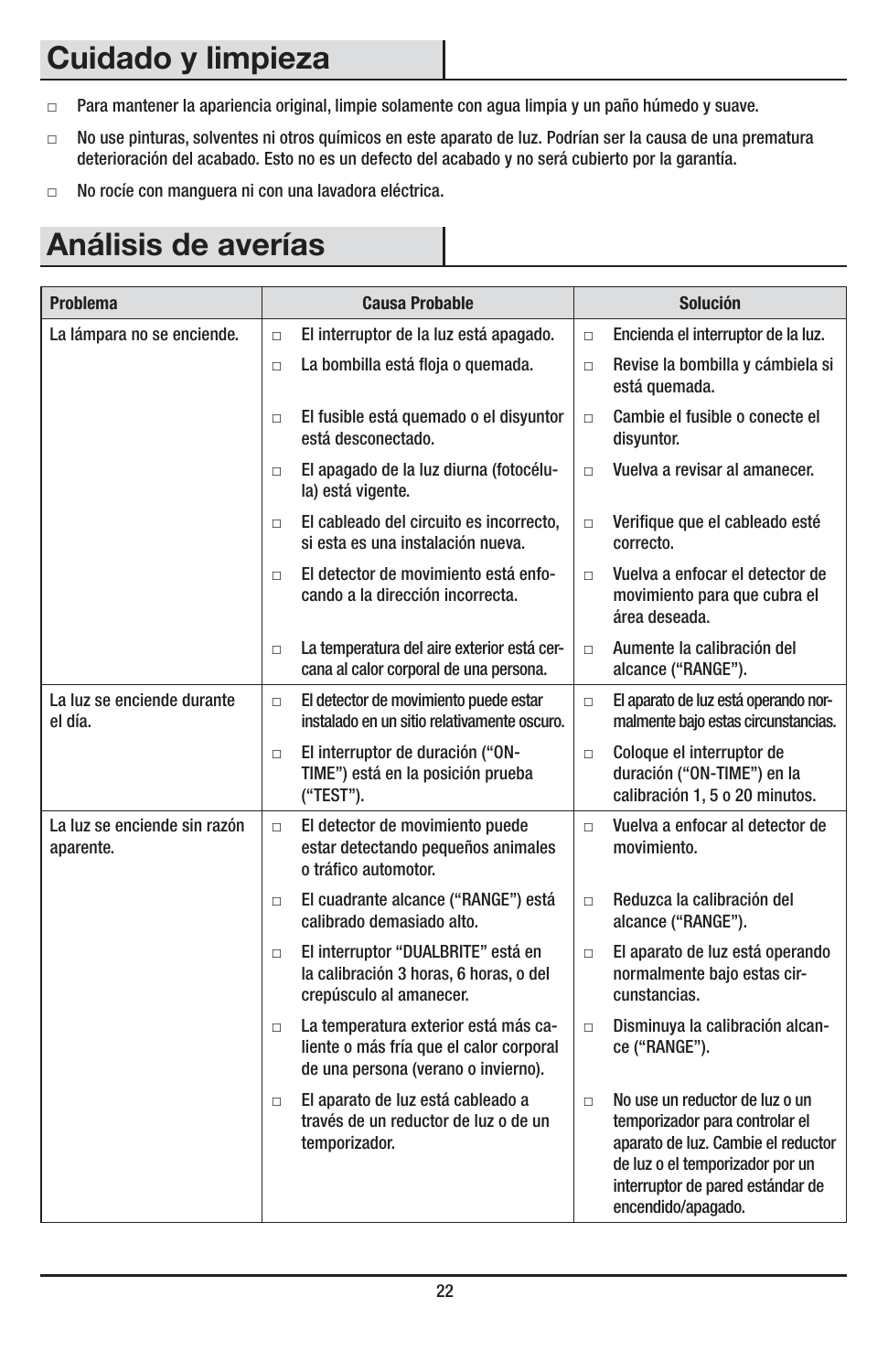# Cuidado y limpieza

- Para mantener la apariencia original, limpie solamente con agua limpia y un paño húmedo y suave.
- No use pinturas, solventes ni otros químicos en este aparato de luz. Podrían ser la causa de una prematura deterioración del acabado. Esto no es un defecto del acabado y no será cubierto por la garantía.
- No rocíe con manguera ni con una lavadora eléctrica.

# Análisis de averías

| Problema | Causa Probable | Solución |
|---|---|---|
| La lámpara no se enciende. | El interruptor de la luz está apagado. | Encienda el interruptor de la luz. |
| | La bombilla está floja o quemada. | Revise la bombilla y cámbiela si está quemada. |
| | El fusible está quemado o el disyuntor está desconectado. | Cambie el fusible o conecte el disyuntor. |
| | El apagado de la luz diurna (fotocélula) está vigente. | Vuelva a revisar al amanecer. |
| | El cableado del circuito es incorrecto, si esta es una instalación nueva. | Verifique que el cableado esté correcto. |
| | El detector de movimiento está enfocando a la dirección incorrecta. | Vuelva a enfocar el detector de movimiento para que cubra el área deseada. |
| | La temperatura del aire exterior está cercana al calor corporal de una persona. | Aumente la calibración del alcance (“RANGE”). |
| La luz se enciende durante el día. | El detector de movimiento puede estar instalado en un sitio relativamente oscuro. | El aparato de luz está operando normalmente bajo estas circunstancias. |
| | El interruptor de duración (“ON-TIME”) está en la posición prueba (“TEST”). | Coloque el interruptor de duración (“ON-TIME”) en la calibración 1, 5 o 20 minutos. |
| La luz se enciende sin razón aparente. | El detector de movimiento puede estar detectando pequeños animales o tráfico automotor. | Vuelva a enfocar al detector de movimiento. |
| | El cuadrante alcance (“RANGE”) está calibrado demasiado alto. | Reduzca la calibración del alcance (“RANGE”). |
| | El interruptor “DUALBRITE” está en la calibración 3 horas, 6 horas, o del crepúsculo al amanecer. | El aparato de luz está operando normalmente bajo estas circunstancias. |
| | La temperatura exterior está más caliente o más fría que el calor corporal de una persona (verano o invierno). | Disminuya la calibración alcance (“RANGE”). |
| | El aparato de luz está cableado a través de un reductor de luz o de un temporizador. | No use un reductor de luz o un temporizador para controlar el aparato de luz. Cambie el reductor de luz o el temporizador por un interruptor de pared estándar de encendido/apagado. |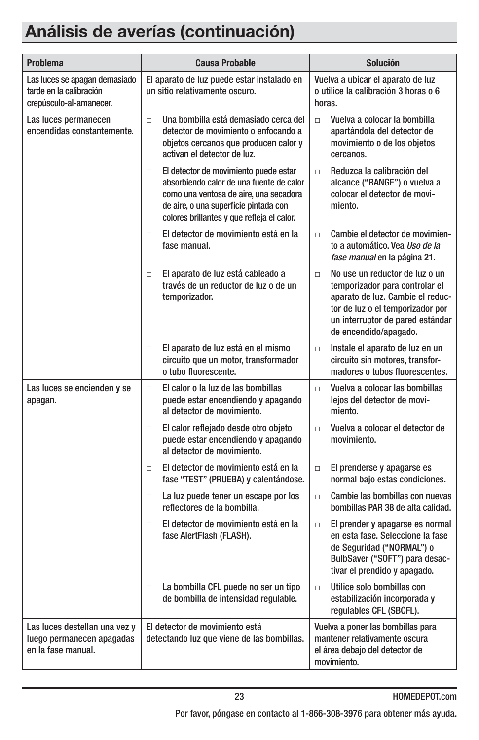# Análisis de averías (continuación)

| Problema | Causa Probable | Solución |
|---|---|---|
| Las luces se apagan demasiado tarde en la calibración crepúsculo-al-amanecer. | El aparato de luz puede estar instalado en un sitio relativamente oscuro. | Vuelva a ubicar el aparato de luz o utilice la calibración 3 horas o 6 horas. |
| Las luces permanecen encendidas constantemente. | □ Una bombilla está demasiado cerca del detector de movimiento o enfocando a objetos cercanos que producen calor y activan el detector de luz. | □ Vuelva a colocar la bombilla apartándola del detector de movimiento o de los objetos cercanos. |
| | □ El detector de movimiento puede estar absorbiendo calor de una fuente de calor como una ventosa de aire, una secadora de aire, o una superficie pintada con colores brillantes y que refleja el calor. | □ Reduzca la calibración del alcance (“RANGE”) o vuelva a colocar el detector de movimiento. |
| | □ El detector de movimiento está en la fase manual. | □ Cambie el detector de movimiento a automático. Vea *Uso de la fase manual* en la página 21. |
| | □ El aparato de luz está cableado a través de un reductor de luz o de un temporizador. | □ No use un reductor de luz o un temporizador para controlar el aparato de luz. Cambie el reductor de luz o el temporizador por un interruptor de pared estándar de encendido/apagado. |
| | □ El aparato de luz está en el mismo circuito que un motor, transformador o tubo fluorescente. | □ Instale el aparato de luz en un circuito sin motores, transformadores o tubos fluorescentes. |
| Las luces se encienden y se apagan. | □ El calor o la luz de las bombillas puede estar encendiendo y apagando al detector de movimiento. | □ Vuelva a colocar las bombillas lejos del detector de movimiento. |
| | □ El calor reflejado desde otro objeto puede estar encendiendo y apagando al detector de movimiento. | □ Vuelva a colocar el detector de movimiento. |
| | □ El detector de movimiento está en la fase “TEST” (PRUEBA) y calentándose. | □ El prenderse y apagarse es normal bajo estas condiciones. |
| | □ La luz puede tener un escape por los reflectores de la bombilla. | □ Cambie las bombillas con nuevas bombillas PAR 38 de alta calidad. |
| | □ El detector de movimiento está en la fase AlertFlash (FLASH). | □ El prender y apagarse es normal en esta fase. Seleccione la fase de Seguridad (“NORMAL”) o BulbSaver (“SOFT”) para desactivar el prendido y apagado. |
| | □ La bombilla CFL puede no ser un tipo de bombilla de intensidad regulable. | □ Utilice solo bombillas con estabilización incorporada y regulables CFL (SBCFL). |
| Las luces destellan una vez y luego permanecen apagadas en la fase manual. | El detector de movimiento está detectando luz que viene de las bombillas. | Vuelva a poner las bombillas para mantener relativamente oscura el área debajo del detector de movimiento. |

Por favor, póngase en contacto al 1-866-308-3976 para obtener más ayuda.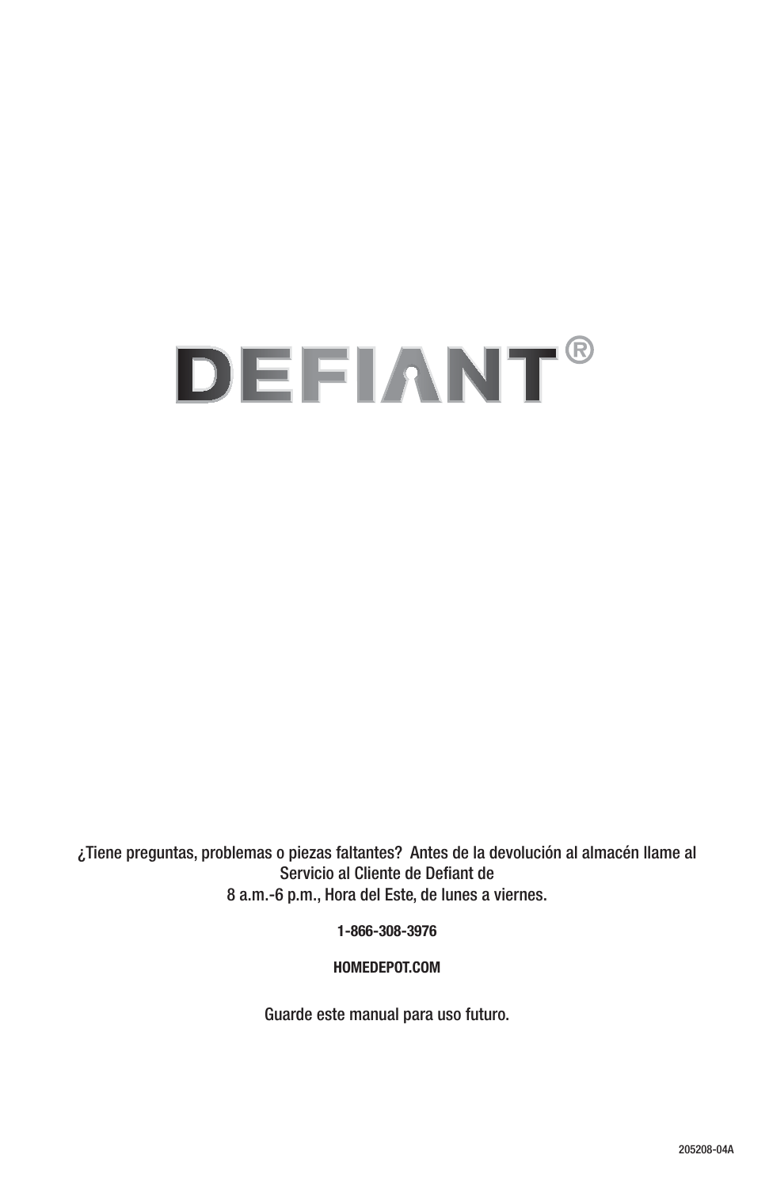DEFIANT®

¿Tiene preguntas, problemas o piezas faltantes? Antes de la devolución al almacén llame al Servicio al Cliente de Defiant de
8 a.m.-6 p.m., Hora del Este, de lunes a viernes.

**1-866-308-3976**

**HOMEDEPOT.COM**

Guarde este manual para uso futuro.

205208-04A